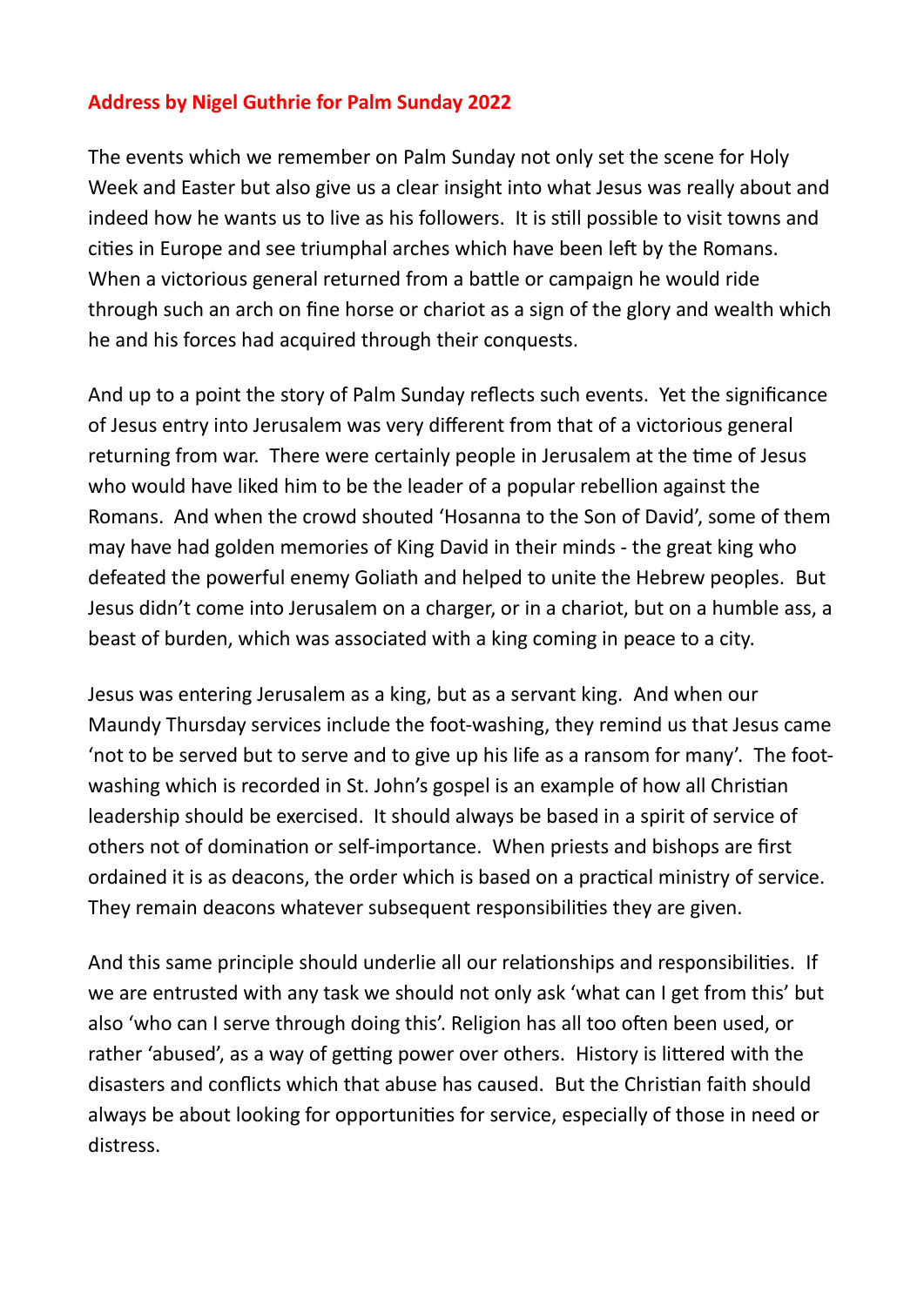**Address by Nigel Guthrie for Palm Sunday 2022**

The events which we remember on Palm Sunday not only set the scene for Holy Week and Easter but also give us a clear insight into what Jesus was really about and indeed how he wants us to live as his followers. It is still possible to visit towns and cities in Europe and see triumphal arches which have been left by the Romans. When a victorious general returned from a battle or campaign he would ride through such an arch on fine horse or chariot as a sign of the glory and wealth which he and his forces had acquired through their conquests.

And up to a point the story of Palm Sunday reflects such events. Yet the significance of Jesus entry into Jerusalem was very different from that of a victorious general returning from war. There were certainly people in Jerusalem at the time of Jesus who would have liked him to be the leader of a popular rebellion against the Romans. And when the crowd shouted 'Hosanna to the Son of David', some of them may have had golden memories of King David in their minds - the great king who defeated the powerful enemy Goliath and helped to unite the Hebrew peoples. But Jesus didn't come into Jerusalem on a charger, or in a chariot, but on a humble ass, a beast of burden, which was associated with a king coming in peace to a city.

Jesus was entering Jerusalem as a king, but as a servant king. And when our Maundy Thursday services include the foot-washing, they remind us that Jesus came 'not to be served but to serve and to give up his life as a ransom for many'. The foot-washing which is recorded in St. John's gospel is an example of how all Christian leadership should be exercised. It should always be based in a spirit of service of others not of domination or self-importance. When priests and bishops are first ordained it is as deacons, the order which is based on a practical ministry of service. They remain deacons whatever subsequent responsibilities they are given.

And this same principle should underlie all our relationships and responsibilities. If we are entrusted with any task we should not only ask 'what can I get from this' but also 'who can I serve through doing this'. Religion has all too often been used, or rather 'abused', as a way of getting power over others. History is littered with the disasters and conflicts which that abuse has caused. But the Christian faith should always be about looking for opportunities for service, especially of those in need or distress.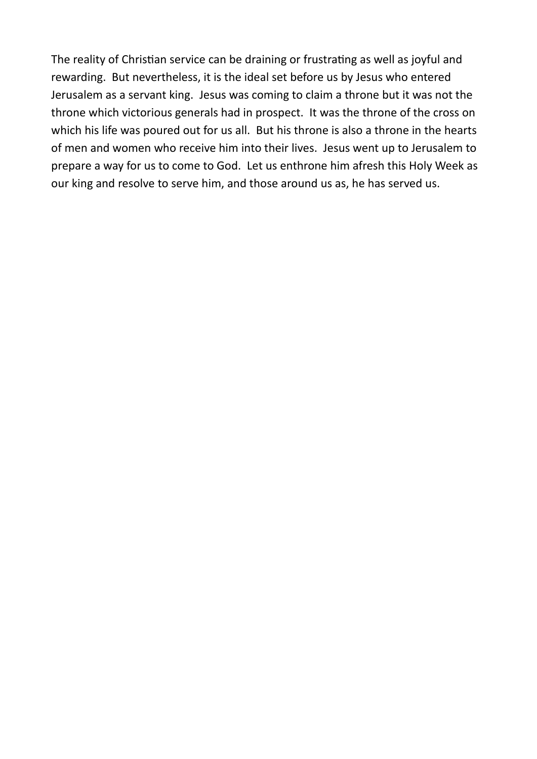The reality of Christian service can be draining or frustrating as well as joyful and rewarding. But nevertheless, it is the ideal set before us by Jesus who entered Jerusalem as a servant king. Jesus was coming to claim a throne but it was not the throne which victorious generals had in prospect. It was the throne of the cross on which his life was poured out for us all. But his throne is also a throne in the hearts of men and women who receive him into their lives. Jesus went up to Jerusalem to prepare a way for us to come to God. Let us enthrone him afresh this Holy Week as our king and resolve to serve him, and those around us as, he has served us.